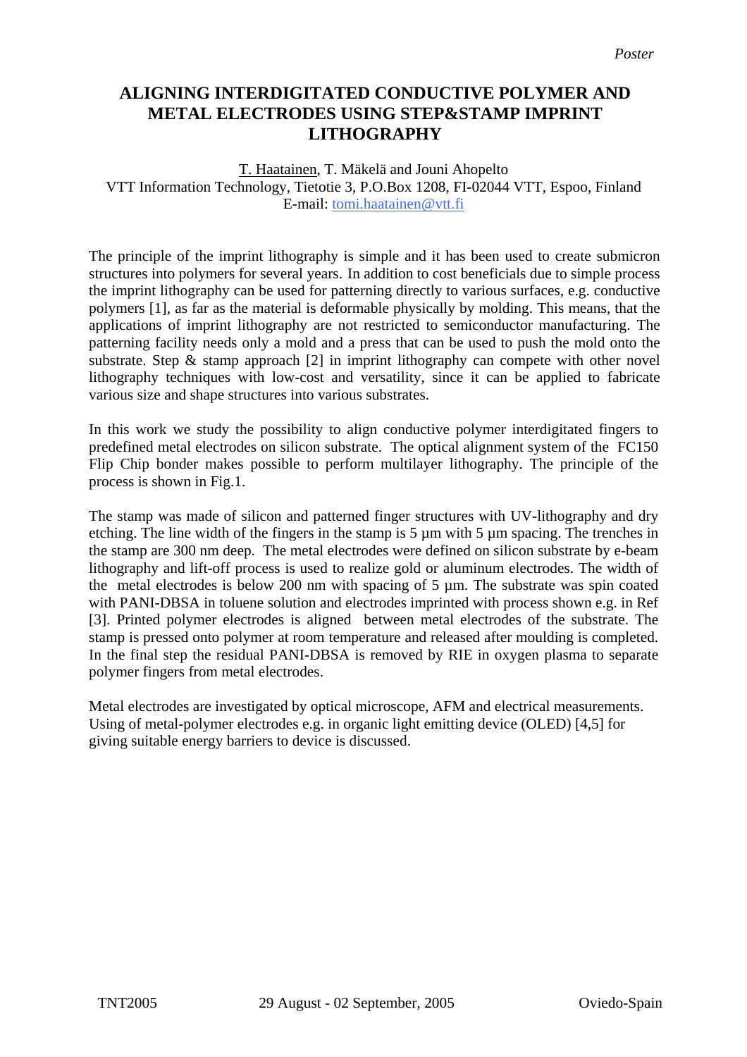*Poster*

# ALIGNING INTERDIGITATED CONDUCTIVE POLYMER AND METAL ELECTRODES USING STEP&STAMP IMPRINT LITHOGRAPHY

<u>T. Haatainen</u>, T. Mäkelä and Jouni Ahopelto
VTT Information Technology, Tietotie 3, P.O.Box 1208, FI-02044 VTT, Espoo, Finland
E-mail: tomi.haatainen@vtt.fi

The principle of the imprint lithography is simple and it has been used to create submicron structures into polymers for several years. In addition to cost beneficials due to simple process the imprint lithography can be used for patterning directly to various surfaces, e.g. conductive polymers [1], as far as the material is deformable physically by molding. This means, that the applications of imprint lithography are not restricted to semiconductor manufacturing. The patterning facility needs only a mold and a press that can be used to push the mold onto the substrate. Step & stamp approach [2] in imprint lithography can compete with other novel lithography techniques with low-cost and versatility, since it can be applied to fabricate various size and shape structures into various substrates.

In this work we study the possibility to align conductive polymer interdigitated fingers to predefined metal electrodes on silicon substrate. The optical alignment system of the FC150 Flip Chip bonder makes possible to perform multilayer lithography. The principle of the process is shown in Fig.1.

The stamp was made of silicon and patterned finger structures with UV-lithography and dry etching. The line width of the fingers in the stamp is 5 µm with 5 µm spacing. The trenches in the stamp are 300 nm deep. The metal electrodes were defined on silicon substrate by e-beam lithography and lift-off process is used to realize gold or aluminum electrodes. The width of the metal electrodes is below 200 nm with spacing of 5 µm. The substrate was spin coated with PANI-DBSA in toluene solution and electrodes imprinted with process shown e.g. in Ref [3]. Printed polymer electrodes is aligned between metal electrodes of the substrate. The stamp is pressed onto polymer at room temperature and released after moulding is completed. In the final step the residual PANI-DBSA is removed by RIE in oxygen plasma to separate polymer fingers from metal electrodes.

Metal electrodes are investigated by optical microscope, AFM and electrical measurements. Using of metal-polymer electrodes e.g. in organic light emitting device (OLED) [4,5] for giving suitable energy barriers to device is discussed.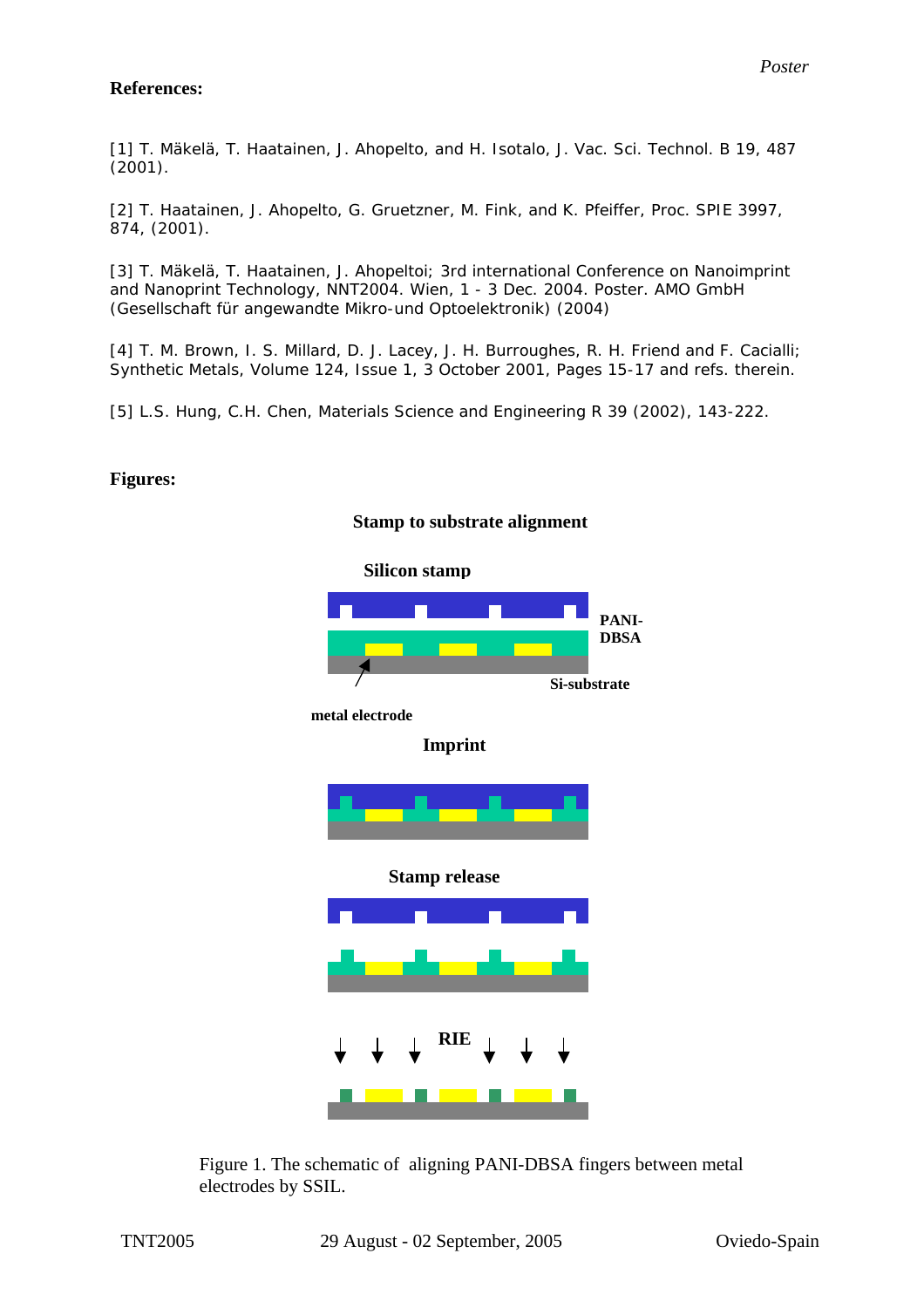**References:**

[1] T. Mäkelä, T. Haatainen, J. Ahopelto, and H. Isotalo, J. Vac. Sci. Technol. B 19, 487 (2001).

[2] T. Haatainen, J. Ahopelto, G. Gruetzner, M. Fink, and K. Pfeiffer, Proc. SPIE 3997, 874, (2001).

[3] T. Mäkelä, T. Haatainen, J. Ahopeltoi; 3rd international Conference on Nanoimprint and Nanoprint Technology, NNT2004. Wien, 1 - 3 Dec. 2004. Poster. AMO GmbH (Gesellschaft für angewandte Mikro-und Optoelektronik) (2004)

[4] T. M. Brown, I. S. Millard, D. J. Lacey, J. H. Burroughes, R. H. Friend and F. Cacialli; Synthetic Metals, Volume 124, Issue 1, 3 October 2001, Pages 15-17 and refs. therein.

[5] L.S. Hung, C.H. Chen, Materials Science and Engineering R 39 (2002), 143-222.

**Figures:**

Stamp to substrate alignment

Silicon stamp

PANI-DBSA

Si-substrate

metal electrode

Imprint

Stamp release

RIE

Figure 1. The schematic of aligning PANI-DBSA fingers between metal electrodes by SSIL.